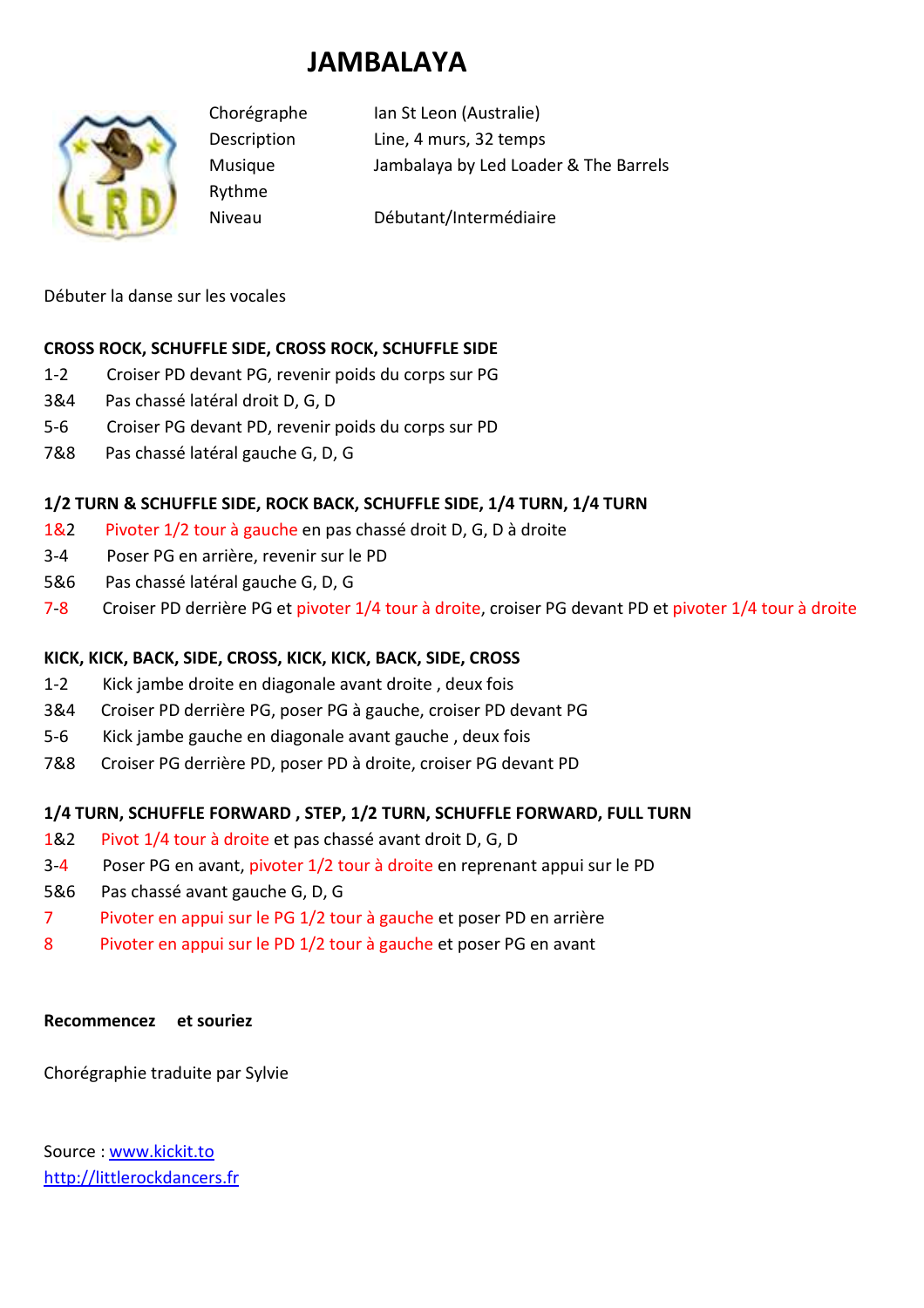# JAMBALAYA

| | |
|---|---|
| Chorégraphe | Ian St Leon (Australie) |
| Description | Line, 4 murs, 32 temps |
| Musique | Jambalaya by Led Loader & The Barrels |
| Rythme | |
| Niveau | Débutant/Intermédiaire |

Débuter la danse sur les vocales

**CROSS ROCK, SCHUFFLE SIDE, CROSS ROCK, SCHUFFLE SIDE**

1-2 Croiser PD devant PG, revenir poids du corps sur PG
3&4 Pas chassé latéral droit D, G, D
5-6 Croiser PG devant PD, revenir poids du corps sur PD
7&8 Pas chassé latéral gauche G, D, G

**1/2 TURN & SCHUFFLE SIDE, ROCK BACK, SCHUFFLE SIDE, 1/4 TURN, 1/4 TURN**

1&2 Pivoter 1/2 tour à gauche en pas chassé droit D, G, D à droite
3-4 Poser PG en arrière, revenir sur le PD
5&6 Pas chassé latéral gauche G, D, G
7-8 Croiser PD derrière PG et pivoter 1/4 tour à droite, croiser PG devant PD et pivoter 1/4 tour à droite

**KICK, KICK, BACK, SIDE, CROSS, KICK, KICK, BACK, SIDE, CROSS**

1-2 Kick jambe droite en diagonale avant droite , deux fois
3&4 Croiser PD derrière PG, poser PG à gauche, croiser PD devant PG
5-6 Kick jambe gauche en diagonale avant gauche , deux fois
7&8 Croiser PG derrière PD, poser PD à droite, croiser PG devant PD

**1/4 TURN, SCHUFFLE FORWARD , STEP, 1/2 TURN, SCHUFFLE FORWARD, FULL TURN**

1&2 Pivot 1/4 tour à droite et pas chassé avant droit D, G, D
3-4 Poser PG en avant, pivoter 1/2 tour à droite en reprenant appui sur le PD
5&6 Pas chassé avant gauche G, D, G
7 Pivoter en appui sur le PG 1/2 tour à gauche et poser PD en arrière
8 Pivoter en appui sur le PD 1/2 tour à gauche et poser PG en avant

**Recommencez et souriez**

Chorégraphie traduite par Sylvie

Source : www.kickit.to
http://littlerockdancers.fr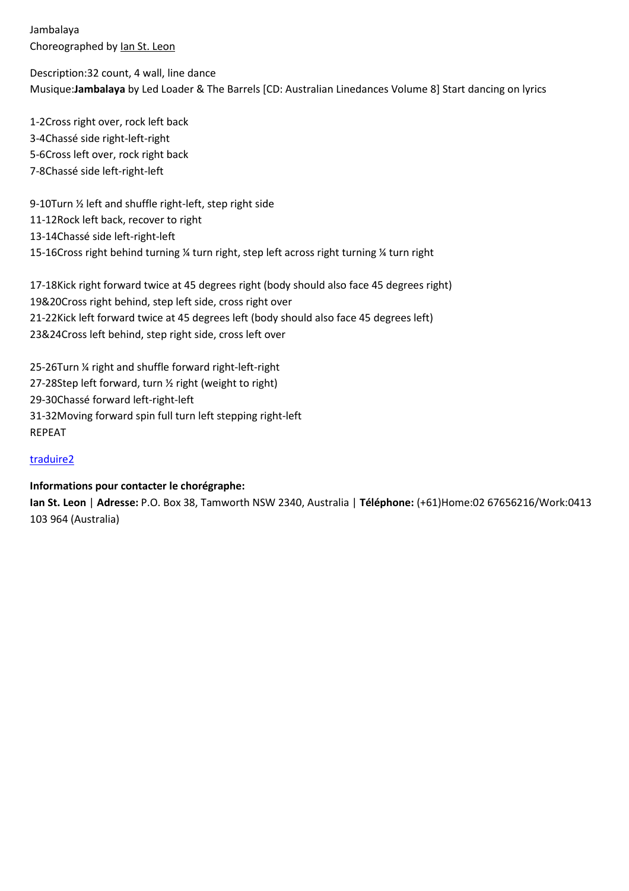Jambalaya
Choreographed by Ian St. Leon

Description:32 count, 4 wall, line dance
Musique:**Jambalaya** by Led Loader & The Barrels [CD: Australian Linedances Volume 8] Start dancing on lyrics

1-2Cross right over, rock left back
3-4Chassé side right-left-right
5-6Cross left over, rock right back
7-8Chassé side left-right-left

9-10Turn ½ left and shuffle right-left, step right side
11-12Rock left back, recover to right
13-14Chassé side left-right-left
15-16Cross right behind turning ¼ turn right, step left across right turning ¼ turn right

17-18Kick right forward twice at 45 degrees right (body should also face 45 degrees right)
19&20Cross right behind, step left side, cross right over
21-22Kick left forward twice at 45 degrees left (body should also face 45 degrees left)
23&24Cross left behind, step right side, cross left over

25-26Turn ¼ right and shuffle forward right-left-right
27-28Step left forward, turn ½ right (weight to right)
29-30Chassé forward left-right-left
31-32Moving forward spin full turn left stepping right-left
REPEAT

traduire2

**Informations pour contacter le chorégraphe:**
**Ian St. Leon** | **Adresse:** P.O. Box 38, Tamworth NSW 2340, Australia | **Téléphone:** (+61)Home:02 67656216/Work:0413 103 964 (Australia)